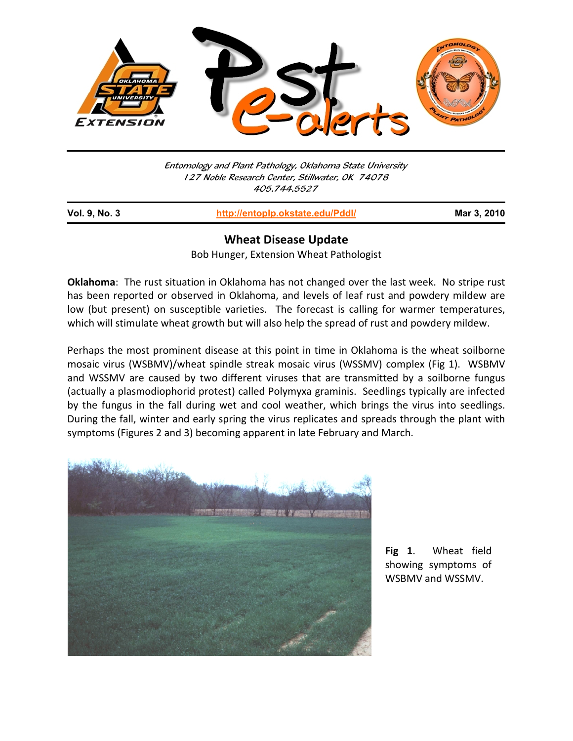Entomology and Plant Pathology, Oklahoma State University
127 Noble Research Center, Stillwater, OK 74078
405.744.5527

**Vol. 9, No. 3** | **http://entoplp.okstate.edu/Pddl/** | **Mar 3, 2010**

## Wheat Disease Update

Bob Hunger, Extension Wheat Pathologist

**Oklahoma**: The rust situation in Oklahoma has not changed over the last week. No stripe rust has been reported or observed in Oklahoma, and levels of leaf rust and powdery mildew are low (but present) on susceptible varieties. The forecast is calling for warmer temperatures, which will stimulate wheat growth but will also help the spread of rust and powdery mildew.

Perhaps the most prominent disease at this point in time in Oklahoma is the wheat soilborne mosaic virus (WSBMV)/wheat spindle streak mosaic virus (WSSMV) complex (Fig 1). WSBMV and WSSMV are caused by two different viruses that are transmitted by a soilborne fungus (actually a plasmodiophorid protest) called Polymyxa graminis. Seedlings typically are infected by the fungus in the fall during wet and cool weather, which brings the virus into seedlings. During the fall, winter and early spring the virus replicates and spreads through the plant with symptoms (Figures 2 and 3) becoming apparent in late February and March.

**Fig 1**. Wheat field showing symptoms of WSBMV and WSSMV.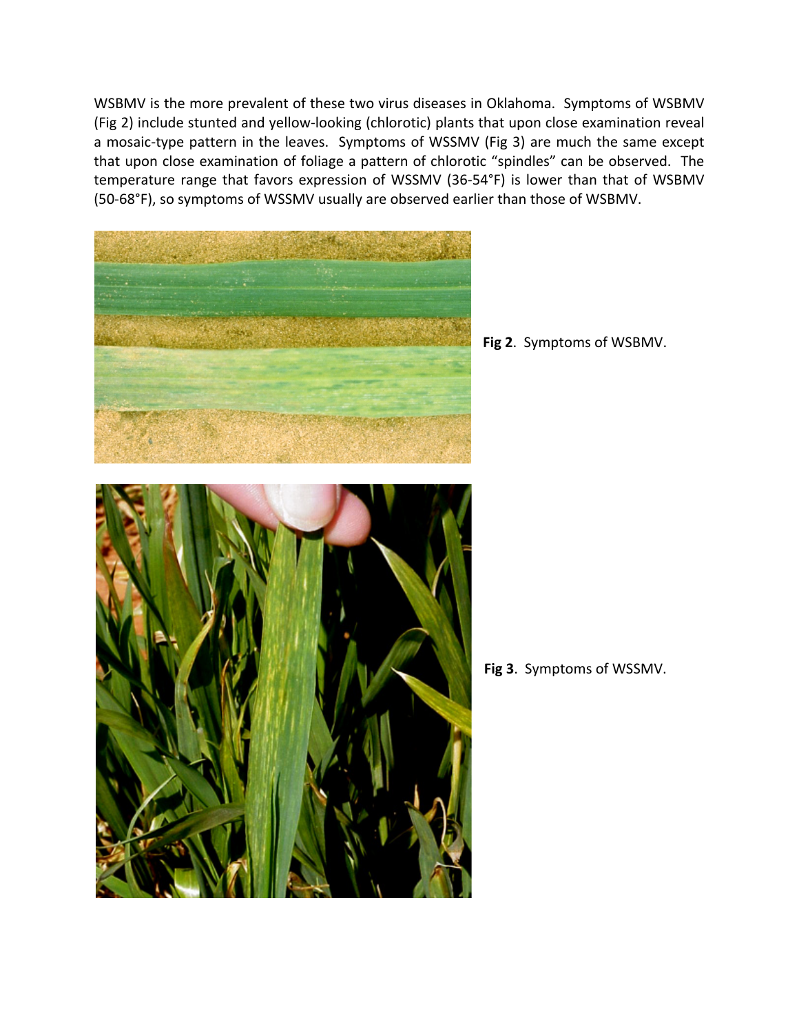WSBMV is the more prevalent of these two virus diseases in Oklahoma. Symptoms of WSBMV (Fig 2) include stunted and yellow-looking (chlorotic) plants that upon close examination reveal a mosaic-type pattern in the leaves. Symptoms of WSSMV (Fig 3) are much the same except that upon close examination of foliage a pattern of chlorotic "spindles" can be observed. The temperature range that favors expression of WSSMV (36-54°F) is lower than that of WSBMV (50-68°F), so symptoms of WSSMV usually are observed earlier than those of WSBMV.

**Fig 2**. Symptoms of WSBMV.

**Fig 3**. Symptoms of WSSMV.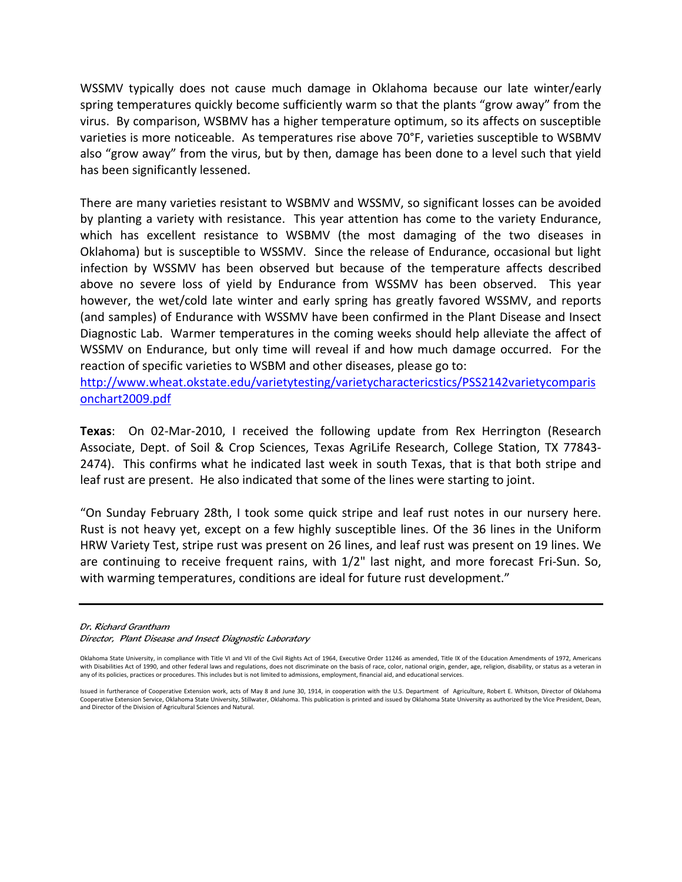WSSMV typically does not cause much damage in Oklahoma because our late winter/early spring temperatures quickly become sufficiently warm so that the plants "grow away" from the virus. By comparison, WSBMV has a higher temperature optimum, so its affects on susceptible varieties is more noticeable. As temperatures rise above 70°F, varieties susceptible to WSBMV also "grow away" from the virus, but by then, damage has been done to a level such that yield has been significantly lessened.

There are many varieties resistant to WSBMV and WSSMV, so significant losses can be avoided by planting a variety with resistance. This year attention has come to the variety Endurance, which has excellent resistance to WSBMV (the most damaging of the two diseases in Oklahoma) but is susceptible to WSSMV. Since the release of Endurance, occasional but light infection by WSSMV has been observed but because of the temperature affects described above no severe loss of yield by Endurance from WSSMV has been observed. This year however, the wet/cold late winter and early spring has greatly favored WSSMV, and reports (and samples) of Endurance with WSSMV have been confirmed in the Plant Disease and Insect Diagnostic Lab. Warmer temperatures in the coming weeks should help alleviate the affect of WSSMV on Endurance, but only time will reveal if and how much damage occurred. For the reaction of specific varieties to WSBM and other diseases, please go to:
[http://www.wheat.okstate.edu/varietytesting/varietycharactericstics/PSS2142varietycomparisonchart2009.pdf](http://www.wheat.okstate.edu/varietytesting/varietycharactericstics/PSS2142varietycomparisonchart2009.pdf)

**Texas**: On 02-Mar-2010, I received the following update from Rex Herrington (Research Associate, Dept. of Soil & Crop Sciences, Texas AgriLife Research, College Station, TX 77843-2474). This confirms what he indicated last week in south Texas, that is that both stripe and leaf rust are present. He also indicated that some of the lines were starting to joint.

"On Sunday February 28th, I took some quick stripe and leaf rust notes in our nursery here. Rust is not heavy yet, except on a few highly susceptible lines. Of the 36 lines in the Uniform HRW Variety Test, stripe rust was present on 26 lines, and leaf rust was present on 19 lines. We are continuing to receive frequent rains, with 1/2" last night, and more forecast Fri-Sun. So, with warming temperatures, conditions are ideal for future rust development."

---

*Dr. Richard Grantham*
*Director, Plant Disease and Insect Diagnostic Laboratory*

Oklahoma State University, in compliance with Title VI and VII of the Civil Rights Act of 1964, Executive Order 11246 as amended, Title IX of the Education Amendments of 1972, Americans with Disabilities Act of 1990, and other federal laws and regulations, does not discriminate on the basis of race, color, national origin, gender, age, religion, disability, or status as a veteran in any of its policies, practices or procedures. This includes but is not limited to admissions, employment, financial aid, and educational services.

Issued in furtherance of Cooperative Extension work, acts of May 8 and June 30, 1914, in cooperation with the U.S. Department of Agriculture, Robert E. Whitson, Director of Oklahoma Cooperative Extension Service, Oklahoma State University, Stillwater, Oklahoma. This publication is printed and issued by Oklahoma State University as authorized by the Vice President, Dean, and Director of the Division of Agricultural Sciences and Natural.